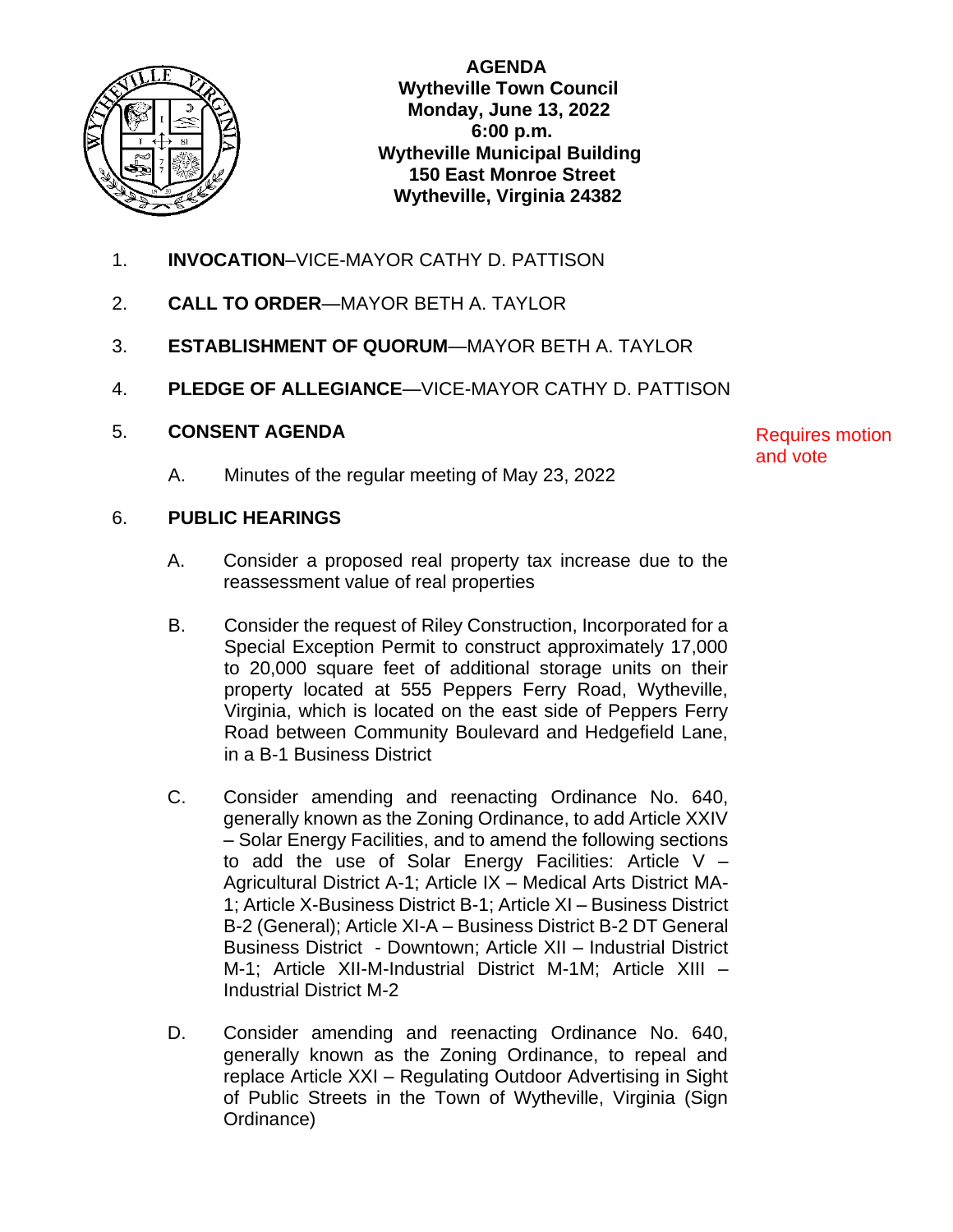**AGENDA**
**Wytheville Town Council**
**Monday, June 13, 2022**
**6:00 p.m.**
**Wytheville Municipal Building**
**150 East Monroe Street**
**Wytheville, Virginia 24382**

1. **INVOCATION**–VICE-MAYOR CATHY D. PATTISON

2. **CALL TO ORDER**—MAYOR BETH A. TAYLOR

3. **ESTABLISHMENT OF QUORUM**—MAYOR BETH A. TAYLOR

4. **PLEDGE OF ALLEGIANCE**—VICE-MAYOR CATHY D. PATTISON

5. **CONSENT AGENDA** — Requires motion and vote

   A. Minutes of the regular meeting of May 23, 2022

6. **PUBLIC HEARINGS**

   A. Consider a proposed real property tax increase due to the reassessment value of real properties

   B. Consider the request of Riley Construction, Incorporated for a Special Exception Permit to construct approximately 17,000 to 20,000 square feet of additional storage units on their property located at 555 Peppers Ferry Road, Wytheville, Virginia, which is located on the east side of Peppers Ferry Road between Community Boulevard and Hedgefield Lane, in a B-1 Business District

   C. Consider amending and reenacting Ordinance No. 640, generally known as the Zoning Ordinance, to add Article XXIV – Solar Energy Facilities, and to amend the following sections to add the use of Solar Energy Facilities: Article V – Agricultural District A-1; Article IX – Medical Arts District MA-1; Article X-Business District B-1; Article XI – Business District B-2 (General); Article XI-A – Business District B-2 DT General Business District - Downtown; Article XII – Industrial District M-1; Article XII-M-Industrial District M-1M; Article XIII – Industrial District M-2

   D. Consider amending and reenacting Ordinance No. 640, generally known as the Zoning Ordinance, to repeal and replace Article XXI – Regulating Outdoor Advertising in Sight of Public Streets in the Town of Wytheville, Virginia (Sign Ordinance)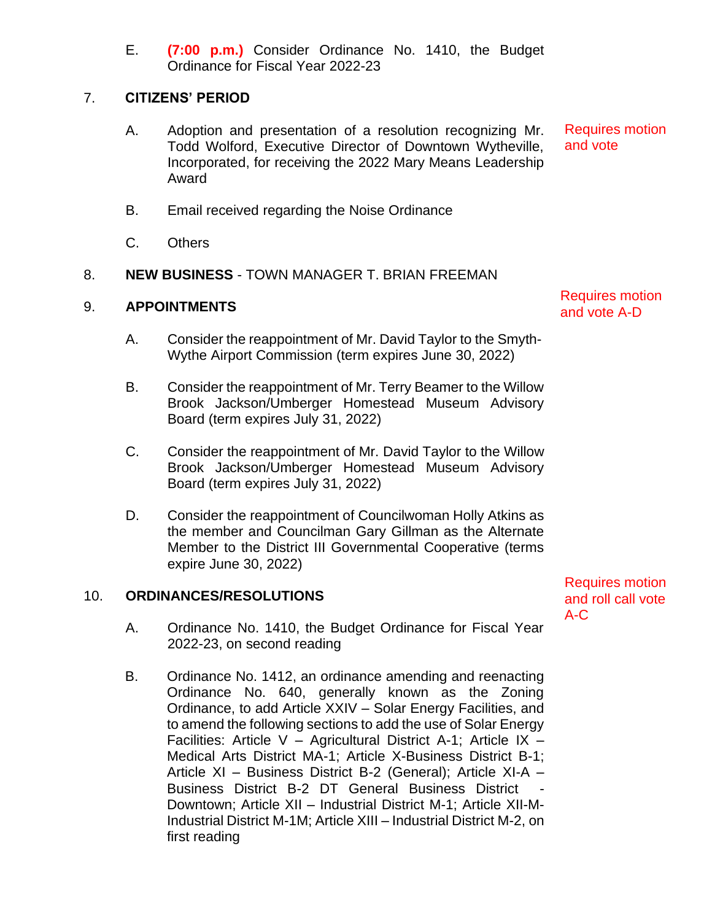E. **(7:00 p.m.)** Consider Ordinance No. 1410, the Budget Ordinance for Fiscal Year 2022-23

7. **CITIZENS' PERIOD**

   A. Adoption and presentation of a resolution recognizing Mr. Todd Wolford, Executive Director of Downtown Wytheville, Incorporated, for receiving the 2022 Mary Means Leadership Award — Requires motion and vote

   B. Email received regarding the Noise Ordinance

   C. Others

8. **NEW BUSINESS** - TOWN MANAGER T. BRIAN FREEMAN

9. **APPOINTMENTS** — Requires motion and vote A-D

   A. Consider the reappointment of Mr. David Taylor to the Smyth-Wythe Airport Commission (term expires June 30, 2022)

   B. Consider the reappointment of Mr. Terry Beamer to the Willow Brook Jackson/Umberger Homestead Museum Advisory Board (term expires July 31, 2022)

   C. Consider the reappointment of Mr. David Taylor to the Willow Brook Jackson/Umberger Homestead Museum Advisory Board (term expires July 31, 2022)

   D. Consider the reappointment of Councilwoman Holly Atkins as the member and Councilman Gary Gillman as the Alternate Member to the District III Governmental Cooperative (terms expire June 30, 2022)

10. **ORDINANCES/RESOLUTIONS** — Requires motion and roll call vote A-C

    A. Ordinance No. 1410, the Budget Ordinance for Fiscal Year 2022-23, on second reading

    B. Ordinance No. 1412, an ordinance amending and reenacting Ordinance No. 640, generally known as the Zoning Ordinance, to add Article XXIV – Solar Energy Facilities, and to amend the following sections to add the use of Solar Energy Facilities: Article V – Agricultural District A-1; Article IX – Medical Arts District MA-1; Article X-Business District B-1; Article XI – Business District B-2 (General); Article XI-A – Business District B-2 DT General Business District - Downtown; Article XII – Industrial District M-1; Article XII-M-Industrial District M-1M; Article XIII – Industrial District M-2, on first reading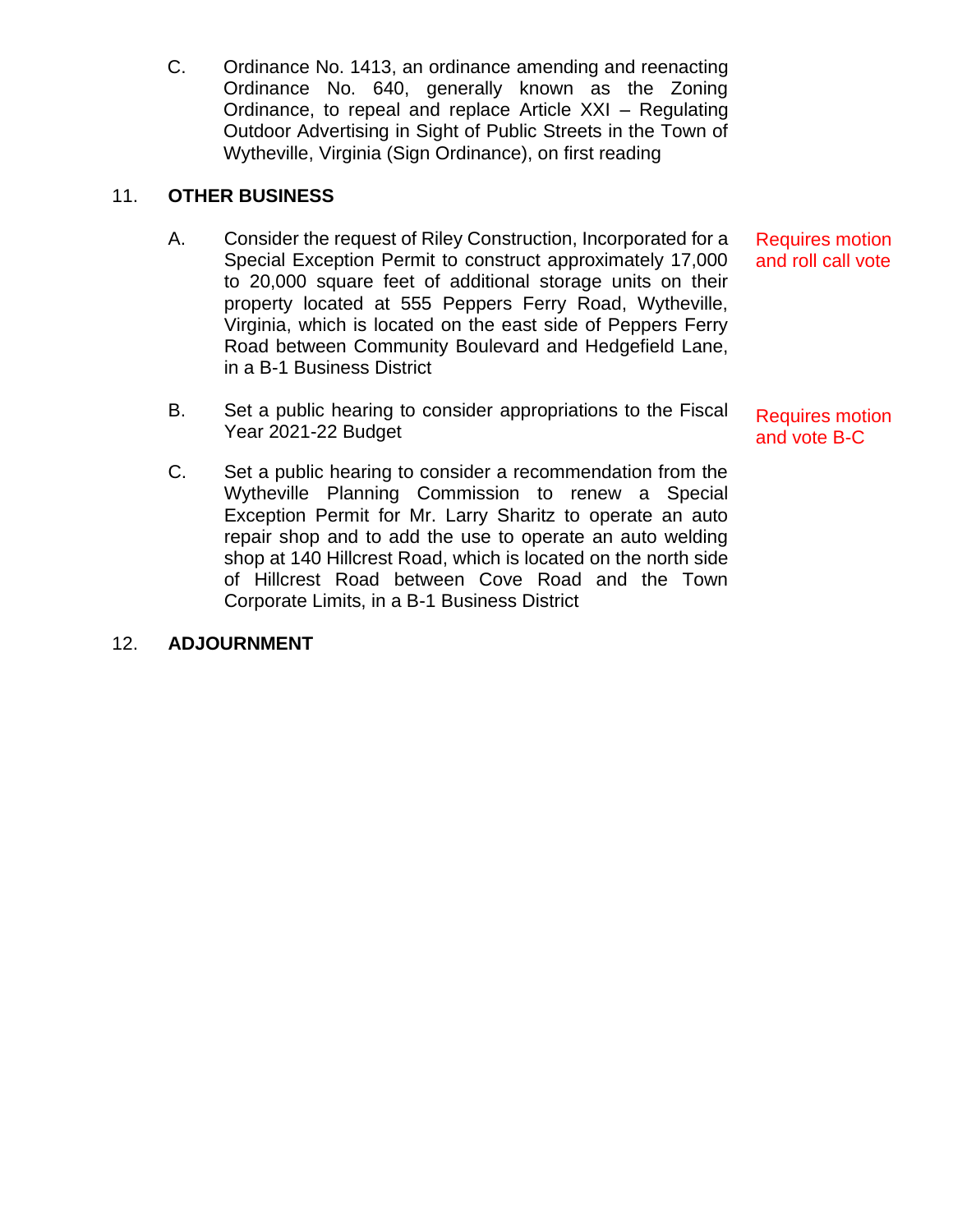C. Ordinance No. 1413, an ordinance amending and reenacting Ordinance No. 640, generally known as the Zoning Ordinance, to repeal and replace Article XXI – Regulating Outdoor Advertising in Sight of Public Streets in the Town of Wytheville, Virginia (Sign Ordinance), on first reading

11. **OTHER BUSINESS**

A. Consider the request of Riley Construction, Incorporated for a Special Exception Permit to construct approximately 17,000 to 20,000 square feet of additional storage units on their property located at 555 Peppers Ferry Road, Wytheville, Virginia, which is located on the east side of Peppers Ferry Road between Community Boulevard and Hedgefield Lane, in a B-1 Business District

Requires motion and roll call vote

B. Set a public hearing to consider appropriations to the Fiscal Year 2021-22 Budget

Requires motion and vote B-C

C. Set a public hearing to consider a recommendation from the Wytheville Planning Commission to renew a Special Exception Permit for Mr. Larry Sharitz to operate an auto repair shop and to add the use to operate an auto welding shop at 140 Hillcrest Road, which is located on the north side of Hillcrest Road between Cove Road and the Town Corporate Limits, in a B-1 Business District

12. **ADJOURNMENT**